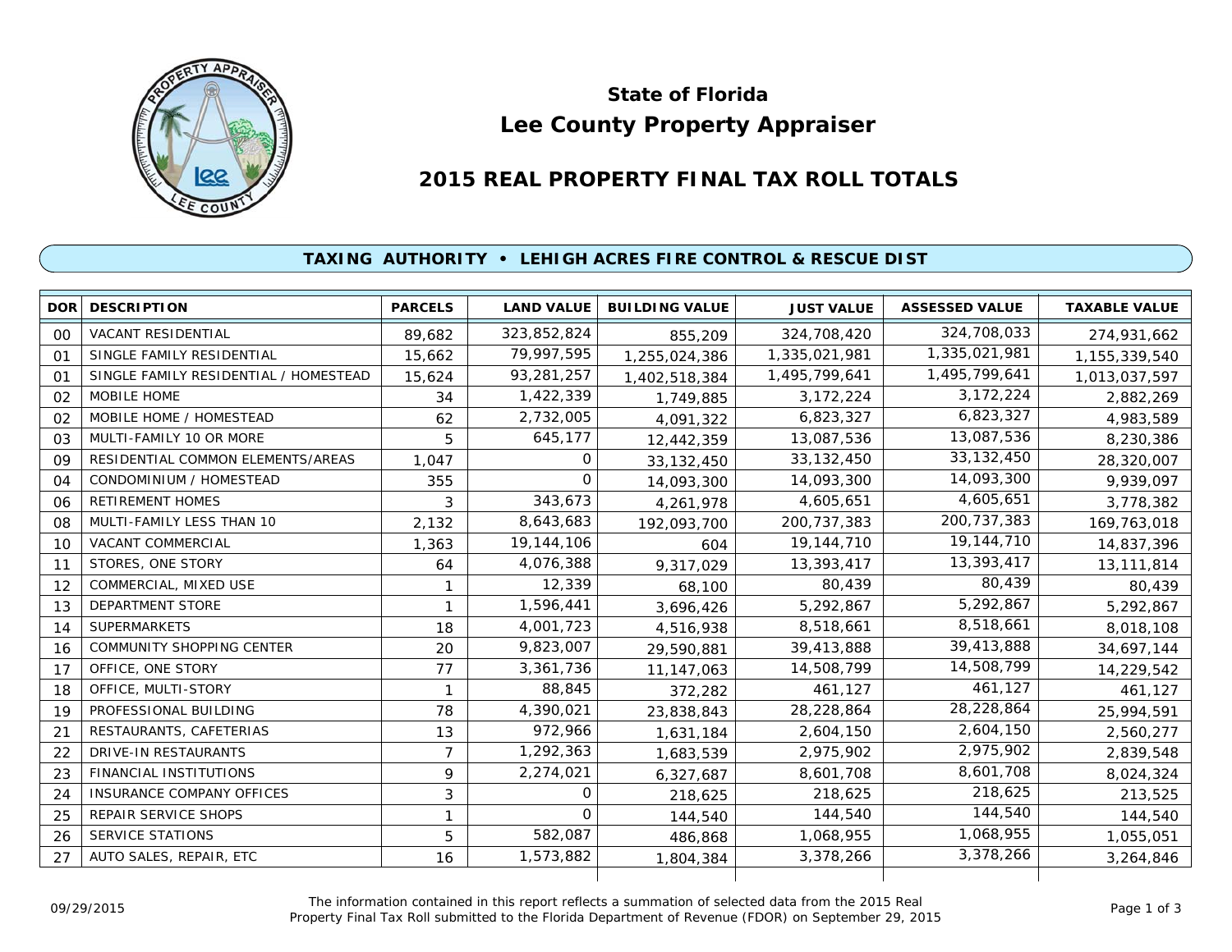# State of Florida
# Lee County Property Appraiser

## 2015 REAL PROPERTY FINAL TAX ROLL TOTALS

### TAXING AUTHORITY • LEHIGH ACRES FIRE CONTROL & RESCUE DIST

| DOR | DESCRIPTION | PARCELS | LAND VALUE | BUILDING VALUE | JUST VALUE | ASSESSED VALUE | TAXABLE VALUE |
|---|---|---|---|---|---|---|---|
| 00 | VACANT RESIDENTIAL | 89,682 | 323,852,824 | 855,209 | 324,708,420 | 324,708,033 | 274,931,662 |
| 01 | SINGLE FAMILY RESIDENTIAL | 15,662 | 79,997,595 | 1,255,024,386 | 1,335,021,981 | 1,335,021,981 | 1,155,339,540 |
| 01 | SINGLE FAMILY RESIDENTIAL / HOMESTEAD | 15,624 | 93,281,257 | 1,402,518,384 | 1,495,799,641 | 1,495,799,641 | 1,013,037,597 |
| 02 | MOBILE HOME | 34 | 1,422,339 | 1,749,885 | 3,172,224 | 3,172,224 | 2,882,269 |
| 02 | MOBILE HOME / HOMESTEAD | 62 | 2,732,005 | 4,091,322 | 6,823,327 | 6,823,327 | 4,983,589 |
| 03 | MULTI-FAMILY 10 OR MORE | 5 | 645,177 | 12,442,359 | 13,087,536 | 13,087,536 | 8,230,386 |
| 09 | RESIDENTIAL COMMON ELEMENTS/AREAS | 1,047 | 0 | 33,132,450 | 33,132,450 | 33,132,450 | 28,320,007 |
| 04 | CONDOMINIUM / HOMESTEAD | 355 | 0 | 14,093,300 | 14,093,300 | 14,093,300 | 9,939,097 |
| 06 | RETIREMENT HOMES | 3 | 343,673 | 4,261,978 | 4,605,651 | 4,605,651 | 3,778,382 |
| 08 | MULTI-FAMILY LESS THAN 10 | 2,132 | 8,643,683 | 192,093,700 | 200,737,383 | 200,737,383 | 169,763,018 |
| 10 | VACANT COMMERCIAL | 1,363 | 19,144,106 | 604 | 19,144,710 | 19,144,710 | 14,837,396 |
| 11 | STORES, ONE STORY | 64 | 4,076,388 | 9,317,029 | 13,393,417 | 13,393,417 | 13,111,814 |
| 12 | COMMERCIAL, MIXED USE | 1 | 12,339 | 68,100 | 80,439 | 80,439 | 80,439 |
| 13 | DEPARTMENT STORE | 1 | 1,596,441 | 3,696,426 | 5,292,867 | 5,292,867 | 5,292,867 |
| 14 | SUPERMARKETS | 18 | 4,001,723 | 4,516,938 | 8,518,661 | 8,518,661 | 8,018,108 |
| 16 | COMMUNITY SHOPPING CENTER | 20 | 9,823,007 | 29,590,881 | 39,413,888 | 39,413,888 | 34,697,144 |
| 17 | OFFICE, ONE STORY | 77 | 3,361,736 | 11,147,063 | 14,508,799 | 14,508,799 | 14,229,542 |
| 18 | OFFICE, MULTI-STORY | 1 | 88,845 | 372,282 | 461,127 | 461,127 | 461,127 |
| 19 | PROFESSIONAL BUILDING | 78 | 4,390,021 | 23,838,843 | 28,228,864 | 28,228,864 | 25,994,591 |
| 21 | RESTAURANTS, CAFETERIAS | 13 | 972,966 | 1,631,184 | 2,604,150 | 2,604,150 | 2,560,277 |
| 22 | DRIVE-IN RESTAURANTS | 7 | 1,292,363 | 1,683,539 | 2,975,902 | 2,975,902 | 2,839,548 |
| 23 | FINANCIAL INSTITUTIONS | 9 | 2,274,021 | 6,327,687 | 8,601,708 | 8,601,708 | 8,024,324 |
| 24 | INSURANCE COMPANY OFFICES | 3 | 0 | 218,625 | 218,625 | 218,625 | 213,525 |
| 25 | REPAIR SERVICE SHOPS | 1 | 0 | 144,540 | 144,540 | 144,540 | 144,540 |
| 26 | SERVICE STATIONS | 5 | 582,087 | 486,868 | 1,068,955 | 1,068,955 | 1,055,051 |
| 27 | AUTO SALES, REPAIR, ETC | 16 | 1,573,882 | 1,804,384 | 3,378,266 | 3,378,266 | 3,264,846 |

09/29/2015

The information contained in this report reflects a summation of selected data from the 2015 Real Property Final Tax Roll submitted to the Florida Department of Revenue (FDOR) on September 29, 2015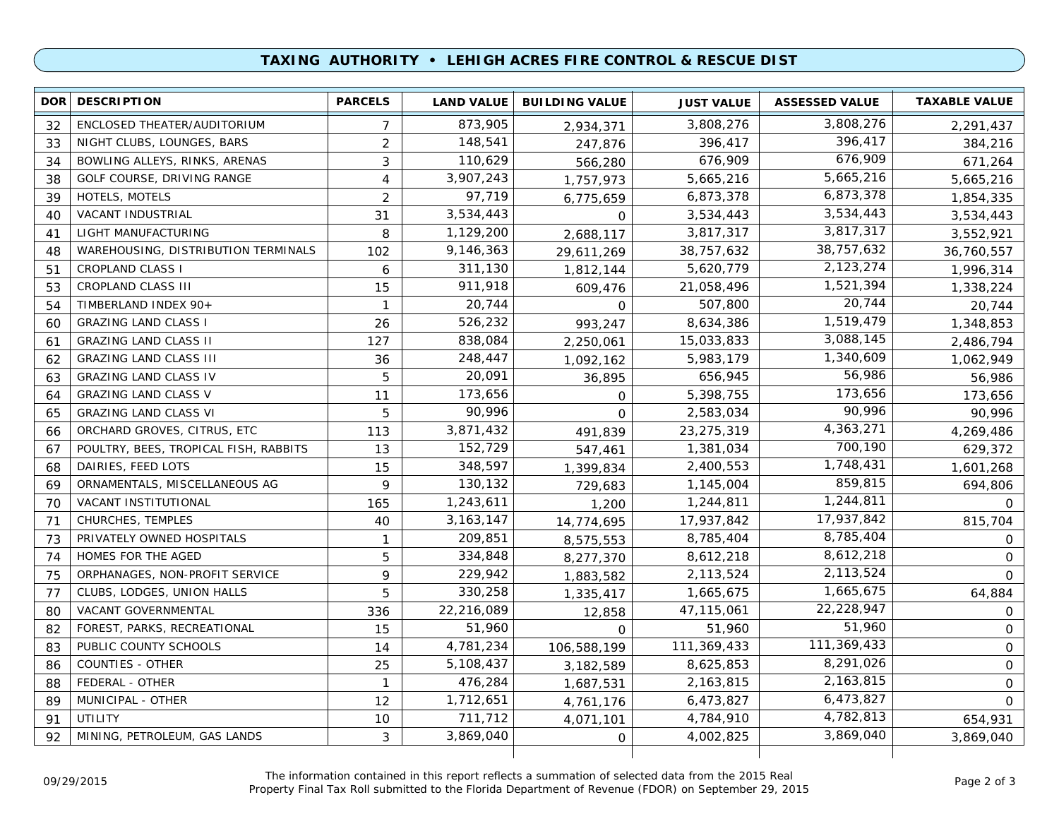## TAXING AUTHORITY • LEHIGH ACRES FIRE CONTROL & RESCUE DIST

| DOR | DESCRIPTION | PARCELS | LAND VALUE | BUILDING VALUE | JUST VALUE | ASSESSED VALUE | TAXABLE VALUE |
|---|---|---|---|---|---|---|---|
| 32 | ENCLOSED THEATER/AUDITORIUM | 7 | 873,905 | 2,934,371 | 3,808,276 | 3,808,276 | 2,291,437 |
| 33 | NIGHT CLUBS, LOUNGES, BARS | 2 | 148,541 | 247,876 | 396,417 | 396,417 | 384,216 |
| 34 | BOWLING ALLEYS, RINKS, ARENAS | 3 | 110,629 | 566,280 | 676,909 | 676,909 | 671,264 |
| 38 | GOLF COURSE, DRIVING RANGE | 4 | 3,907,243 | 1,757,973 | 5,665,216 | 5,665,216 | 5,665,216 |
| 39 | HOTELS, MOTELS | 2 | 97,719 | 6,775,659 | 6,873,378 | 6,873,378 | 1,854,335 |
| 40 | VACANT INDUSTRIAL | 31 | 3,534,443 | 0 | 3,534,443 | 3,534,443 | 3,534,443 |
| 41 | LIGHT MANUFACTURING | 8 | 1,129,200 | 2,688,117 | 3,817,317 | 3,817,317 | 3,552,921 |
| 48 | WAREHOUSING, DISTRIBUTION TERMINALS | 102 | 9,146,363 | 29,611,269 | 38,757,632 | 38,757,632 | 36,760,557 |
| 51 | CROPLAND CLASS I | 6 | 311,130 | 1,812,144 | 5,620,779 | 2,123,274 | 1,996,314 |
| 53 | CROPLAND CLASS III | 15 | 911,918 | 609,476 | 21,058,496 | 1,521,394 | 1,338,224 |
| 54 | TIMBERLAND INDEX 90+ | 1 | 20,744 | 0 | 507,800 | 20,744 | 20,744 |
| 60 | GRAZING LAND CLASS I | 26 | 526,232 | 993,247 | 8,634,386 | 1,519,479 | 1,348,853 |
| 61 | GRAZING LAND CLASS II | 127 | 838,084 | 2,250,061 | 15,033,833 | 3,088,145 | 2,486,794 |
| 62 | GRAZING LAND CLASS III | 36 | 248,447 | 1,092,162 | 5,983,179 | 1,340,609 | 1,062,949 |
| 63 | GRAZING LAND CLASS IV | 5 | 20,091 | 36,895 | 656,945 | 56,986 | 56,986 |
| 64 | GRAZING LAND CLASS V | 11 | 173,656 | 0 | 5,398,755 | 173,656 | 173,656 |
| 65 | GRAZING LAND CLASS VI | 5 | 90,996 | 0 | 2,583,034 | 90,996 | 90,996 |
| 66 | ORCHARD GROVES, CITRUS, ETC | 113 | 3,871,432 | 491,839 | 23,275,319 | 4,363,271 | 4,269,486 |
| 67 | POULTRY, BEES, TROPICAL FISH, RABBITS | 13 | 152,729 | 547,461 | 1,381,034 | 700,190 | 629,372 |
| 68 | DAIRIES, FEED LOTS | 15 | 348,597 | 1,399,834 | 2,400,553 | 1,748,431 | 1,601,268 |
| 69 | ORNAMENTALS, MISCELLANEOUS AG | 9 | 130,132 | 729,683 | 1,145,004 | 859,815 | 694,806 |
| 70 | VACANT INSTITUTIONAL | 165 | 1,243,611 | 1,200 | 1,244,811 | 1,244,811 | 0 |
| 71 | CHURCHES, TEMPLES | 40 | 3,163,147 | 14,774,695 | 17,937,842 | 17,937,842 | 815,704 |
| 73 | PRIVATELY OWNED HOSPITALS | 1 | 209,851 | 8,575,553 | 8,785,404 | 8,785,404 | 0 |
| 74 | HOMES FOR THE AGED | 5 | 334,848 | 8,277,370 | 8,612,218 | 8,612,218 | 0 |
| 75 | ORPHANAGES, NON-PROFIT SERVICE | 9 | 229,942 | 1,883,582 | 2,113,524 | 2,113,524 | 0 |
| 77 | CLUBS, LODGES, UNION HALLS | 5 | 330,258 | 1,335,417 | 1,665,675 | 1,665,675 | 64,884 |
| 80 | VACANT GOVERNMENTAL | 336 | 22,216,089 | 12,858 | 47,115,061 | 22,228,947 | 0 |
| 82 | FOREST, PARKS, RECREATIONAL | 15 | 51,960 | 0 | 51,960 | 51,960 | 0 |
| 83 | PUBLIC COUNTY SCHOOLS | 14 | 4,781,234 | 106,588,199 | 111,369,433 | 111,369,433 | 0 |
| 86 | COUNTIES - OTHER | 25 | 5,108,437 | 3,182,589 | 8,625,853 | 8,291,026 | 0 |
| 88 | FEDERAL - OTHER | 1 | 476,284 | 1,687,531 | 2,163,815 | 2,163,815 | 0 |
| 89 | MUNICIPAL - OTHER | 12 | 1,712,651 | 4,761,176 | 6,473,827 | 6,473,827 | 0 |
| 91 | UTILITY | 10 | 711,712 | 4,071,101 | 4,784,910 | 4,782,813 | 654,931 |
| 92 | MINING, PETROLEUM, GAS LANDS | 3 | 3,869,040 | 0 | 4,002,825 | 3,869,040 | 3,869,040 |

09/29/2015

The information contained in this report reflects a summation of selected data from the 2015 Real Property Final Tax Roll submitted to the Florida Department of Revenue (FDOR) on September 29, 2015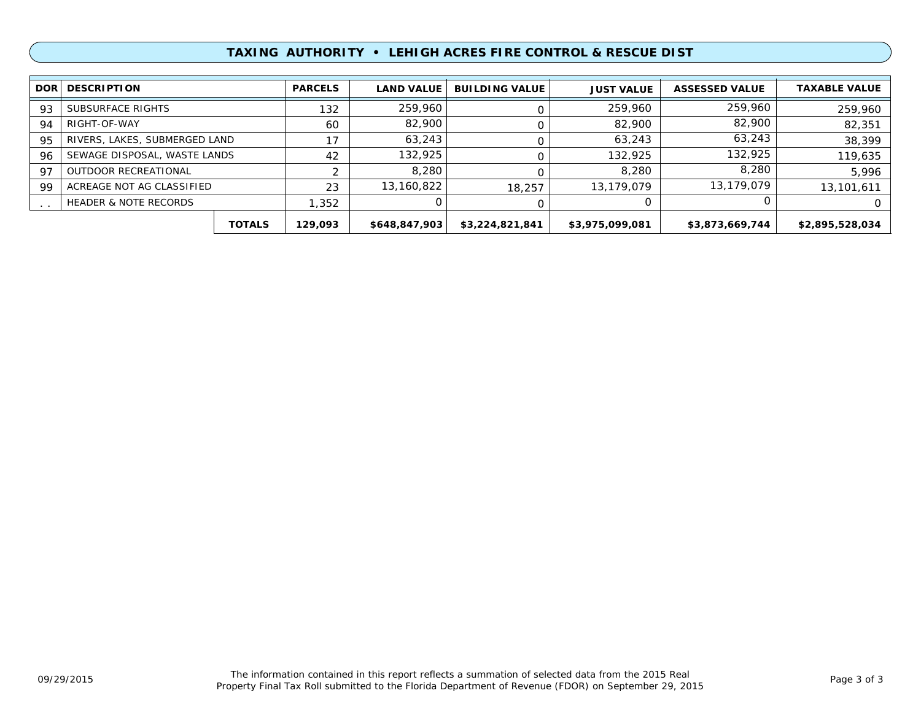## TAXING AUTHORITY • LEHIGH ACRES FIRE CONTROL & RESCUE DIST

| DOR | DESCRIPTION | PARCELS | LAND VALUE | BUILDING VALUE | JUST VALUE | ASSESSED VALUE | TAXABLE VALUE |
|---|---|---|---|---|---|---|---|
| 93 | SUBSURFACE RIGHTS | 132 | 259,960 | 0 | 259,960 | 259,960 | 259,960 |
| 94 | RIGHT-OF-WAY | 60 | 82,900 | 0 | 82,900 | 82,900 | 82,351 |
| 95 | RIVERS, LAKES, SUBMERGED LAND | 17 | 63,243 | 0 | 63,243 | 63,243 | 38,399 |
| 96 | SEWAGE DISPOSAL, WASTE LANDS | 42 | 132,925 | 0 | 132,925 | 132,925 | 119,635 |
| 97 | OUTDOOR RECREATIONAL | 2 | 8,280 | 0 | 8,280 | 8,280 | 5,996 |
| 99 | ACREAGE NOT AG CLASSIFIED | 23 | 13,160,822 | 18,257 | 13,179,079 | 13,179,079 | 13,101,611 |
| . . | HEADER & NOTE RECORDS | 1,352 | 0 | 0 | 0 | 0 | 0 |
| | **TOTALS** | **129,093** | **$648,847,903** | **$3,224,821,841** | **$3,975,099,081** | **$3,873,669,744** | **$2,895,528,034** |

09/29/2015

The information contained in this report reflects a summation of selected data from the 2015 Real Property Final Tax Roll submitted to the Florida Department of Revenue (FDOR) on September 29, 2015